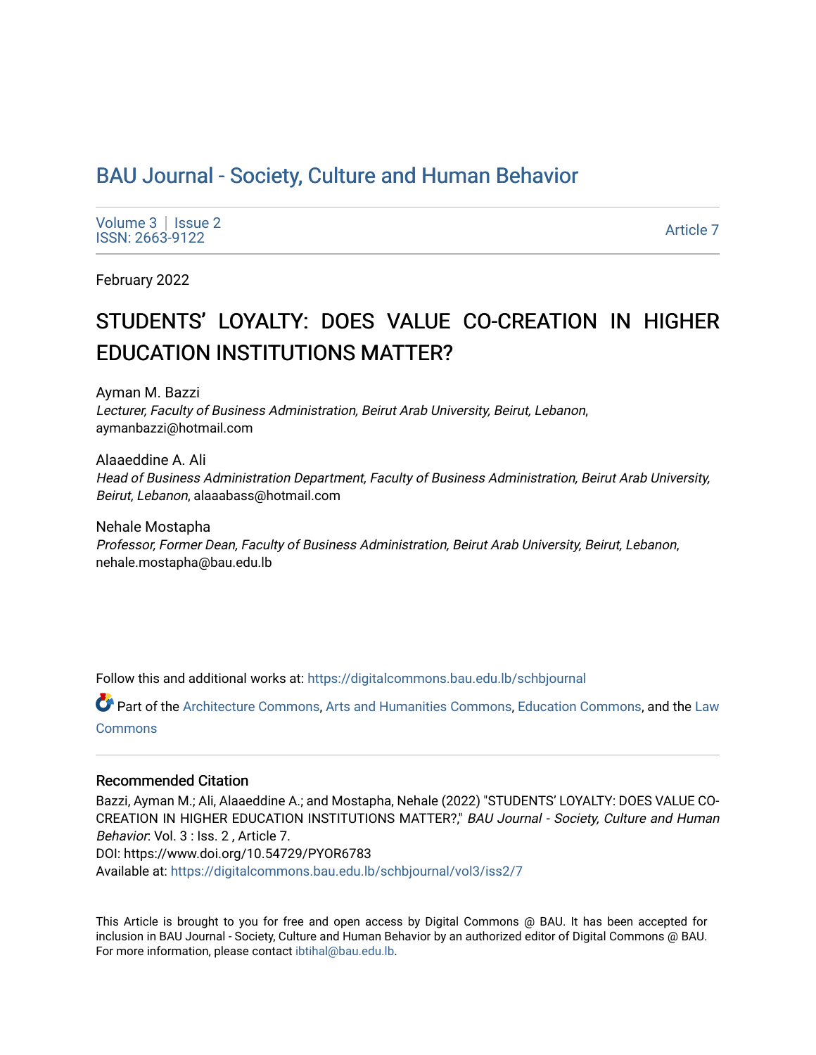# BAU Journal - Society, Culture and Human Behavior

Volume 3 | Issue 2
ISSN: 2663-9122

Article 7

February 2022

## STUDENTS' LOYALTY: DOES VALUE CO-CREATION IN HIGHER EDUCATION INSTITUTIONS MATTER?

Ayman M. Bazzi
*Lecturer, Faculty of Business Administration, Beirut Arab University, Beirut, Lebanon*, aymanbazzi@hotmail.com

Alaaeddine A. Ali
*Head of Business Administration Department, Faculty of Business Administration, Beirut Arab University, Beirut, Lebanon*, alaaabass@hotmail.com

Nehale Mostapha
*Professor, Former Dean, Faculty of Business Administration, Beirut Arab University, Beirut, Lebanon*, nehale.mostapha@bau.edu.lb

Follow this and additional works at: https://digitalcommons.bau.edu.lb/schbjournal

Part of the Architecture Commons, Arts and Humanities Commons, Education Commons, and the Law Commons

### Recommended Citation

Bazzi, Ayman M.; Ali, Alaaeddine A.; and Mostapha, Nehale (2022) "STUDENTS' LOYALTY: DOES VALUE CO-CREATION IN HIGHER EDUCATION INSTITUTIONS MATTER?," *BAU Journal - Society, Culture and Human Behavior*: Vol. 3 : Iss. 2 , Article 7.
DOI: https://www.doi.org/10.54729/PYOR6783
Available at: https://digitalcommons.bau.edu.lb/schbjournal/vol3/iss2/7

This Article is brought to you for free and open access by Digital Commons @ BAU. It has been accepted for inclusion in BAU Journal - Society, Culture and Human Behavior by an authorized editor of Digital Commons @ BAU. For more information, please contact ibtihal@bau.edu.lb.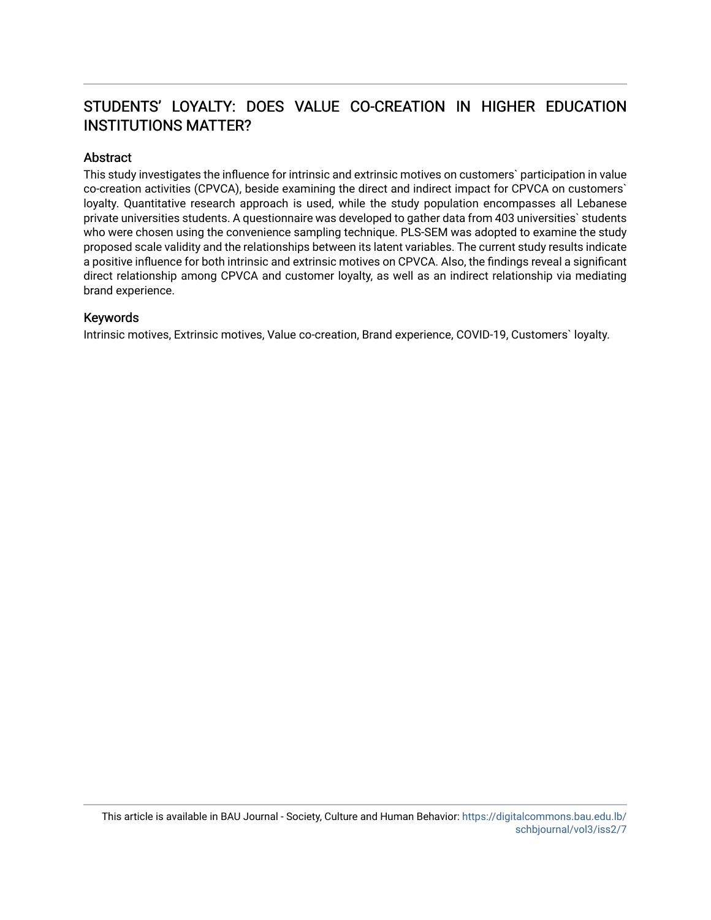# STUDENTS' LOYALTY: DOES VALUE CO-CREATION IN HIGHER EDUCATION INSTITUTIONS MATTER?

## Abstract

This study investigates the influence for intrinsic and extrinsic motives on customers` participation in value co-creation activities (CPVCA), beside examining the direct and indirect impact for CPVCA on customers` loyalty. Quantitative research approach is used, while the study population encompasses all Lebanese private universities students. A questionnaire was developed to gather data from 403 universities` students who were chosen using the convenience sampling technique. PLS-SEM was adopted to examine the study proposed scale validity and the relationships between its latent variables. The current study results indicate a positive influence for both intrinsic and extrinsic motives on CPVCA. Also, the findings reveal a significant direct relationship among CPVCA and customer loyalty, as well as an indirect relationship via mediating brand experience.

## Keywords

Intrinsic motives, Extrinsic motives, Value co-creation, Brand experience, COVID-19, Customers` loyalty.

This article is available in BAU Journal - Society, Culture and Human Behavior: https://digitalcommons.bau.edu.lb/schbjournal/vol3/iss2/7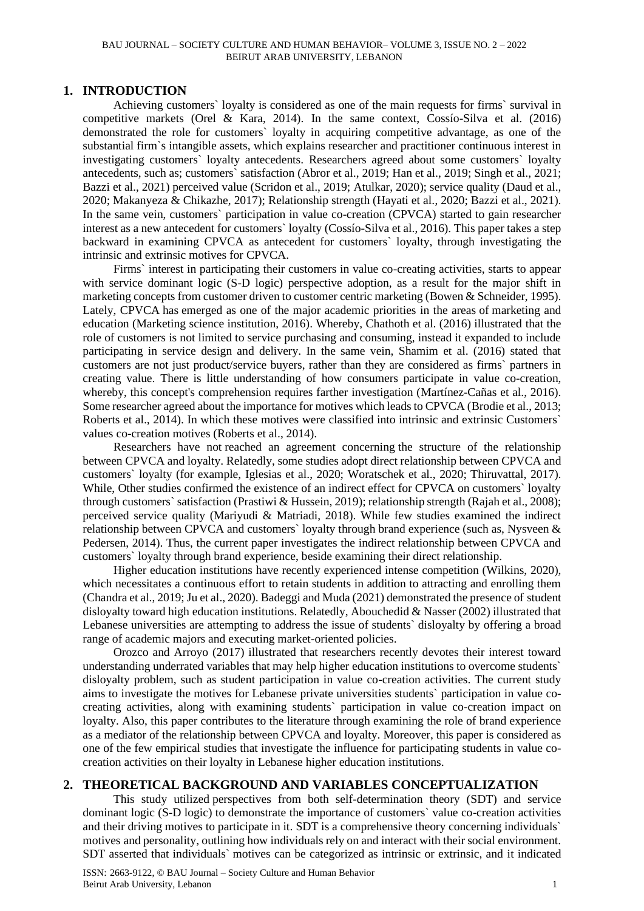## 1. INTRODUCTION

Achieving customers` loyalty is considered as one of the main requests for firms` survival in competitive markets (Orel & Kara, 2014). In the same context, Cossío-Silva et al. (2016) demonstrated the role for customers` loyalty in acquiring competitive advantage, as one of the substantial firm`s intangible assets, which explains researcher and practitioner continuous interest in investigating customers` loyalty antecedents. Researchers agreed about some customers` loyalty antecedents, such as; customers` satisfaction (Abror et al., 2019; Han et al., 2019; Singh et al., 2021; Bazzi et al., 2021) perceived value (Scridon et al., 2019; Atulkar, 2020); service quality (Daud et al., 2020; Makanyeza & Chikazhe, 2017); Relationship strength (Hayati et al., 2020; Bazzi et al., 2021). In the same vein, customers` participation in value co-creation (CPVCA) started to gain researcher interest as a new antecedent for customers` loyalty (Cossío-Silva et al., 2016). This paper takes a step backward in examining CPVCA as antecedent for customers` loyalty, through investigating the intrinsic and extrinsic motives for CPVCA.

Firms` interest in participating their customers in value co-creating activities, starts to appear with service dominant logic (S-D logic) perspective adoption, as a result for the major shift in marketing concepts from customer driven to customer centric marketing (Bowen & Schneider, 1995). Lately, CPVCA has emerged as one of the major academic priorities in the areas of marketing and education (Marketing science institution, 2016). Whereby, Chathoth et al. (2016) illustrated that the role of customers is not limited to service purchasing and consuming, instead it expanded to include participating in service design and delivery. In the same vein, Shamim et al. (2016) stated that customers are not just product/service buyers, rather than they are considered as firms` partners in creating value. There is little understanding of how consumers participate in value co-creation, whereby, this concept's comprehension requires farther investigation (Martínez-Cañas et al., 2016). Some researcher agreed about the importance for motives which leads to CPVCA (Brodie et al., 2013; Roberts et al., 2014). In which these motives were classified into intrinsic and extrinsic Customers` values co-creation motives (Roberts et al., 2014).

Researchers have not reached an agreement concerning the structure of the relationship between CPVCA and loyalty. Relatedly, some studies adopt direct relationship between CPVCA and customers` loyalty (for example, Iglesias et al., 2020; Woratschek et al., 2020; Thiruvattal, 2017). While, Other studies confirmed the existence of an indirect effect for CPVCA on customers` loyalty through customers` satisfaction (Prastiwi & Hussein, 2019); relationship strength (Rajah et al., 2008); perceived service quality (Mariyudi & Matriadi, 2018). While few studies examined the indirect relationship between CPVCA and customers` loyalty through brand experience (such as, Nysveen & Pedersen, 2014). Thus, the current paper investigates the indirect relationship between CPVCA and customers` loyalty through brand experience, beside examining their direct relationship.

Higher education institutions have recently experienced intense competition (Wilkins, 2020), which necessitates a continuous effort to retain students in addition to attracting and enrolling them (Chandra et al., 2019; Ju et al., 2020). Badeggi and Muda (2021) demonstrated the presence of student disloyalty toward high education institutions. Relatedly, Abouchedid & Nasser (2002) illustrated that Lebanese universities are attempting to address the issue of students` disloyalty by offering a broad range of academic majors and executing market-oriented policies.

Orozco and Arroyo (2017) illustrated that researchers recently devotes their interest toward understanding underrated variables that may help higher education institutions to overcome students` disloyalty problem, such as student participation in value co-creation activities. The current study aims to investigate the motives for Lebanese private universities students` participation in value co-creating activities, along with examining students` participation in value co-creation impact on loyalty. Also, this paper contributes to the literature through examining the role of brand experience as a mediator of the relationship between CPVCA and loyalty. Moreover, this paper is considered as one of the few empirical studies that investigate the influence for participating students in value co-creation activities on their loyalty in Lebanese higher education institutions.

## 2. THEORETICAL BACKGROUND AND VARIABLES CONCEPTUALIZATION

This study utilized perspectives from both self-determination theory (SDT) and service dominant logic (S-D logic) to demonstrate the importance of customers` value co-creation activities and their driving motives to participate in it. SDT is a comprehensive theory concerning individuals` motives and personality, outlining how individuals rely on and interact with their social environment. SDT asserted that individuals` motives can be categorized as intrinsic or extrinsic, and it indicated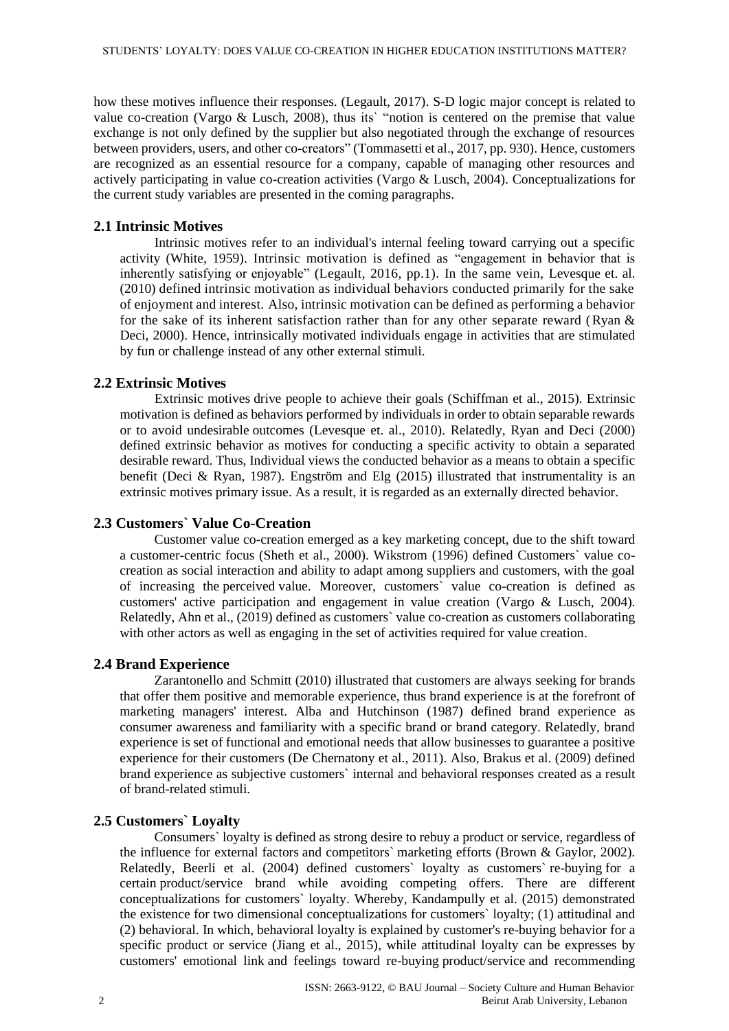how these motives influence their responses. (Legault, 2017). S-D logic major concept is related to value co-creation (Vargo & Lusch, 2008), thus its` "notion is centered on the premise that value exchange is not only defined by the supplier but also negotiated through the exchange of resources between providers, users, and other co-creators" (Tommasetti et al., 2017, pp. 930). Hence, customers are recognized as an essential resource for a company, capable of managing other resources and actively participating in value co-creation activities (Vargo & Lusch, 2004). Conceptualizations for the current study variables are presented in the coming paragraphs.

## 2.1 Intrinsic Motives

Intrinsic motives refer to an individual's internal feeling toward carrying out a specific activity (White, 1959). Intrinsic motivation is defined as "engagement in behavior that is inherently satisfying or enjoyable" (Legault, 2016, pp.1). In the same vein, Levesque et. al. (2010) defined intrinsic motivation as individual behaviors conducted primarily for the sake of enjoyment and interest. Also, intrinsic motivation can be defined as performing a behavior for the sake of its inherent satisfaction rather than for any other separate reward (Ryan & Deci, 2000). Hence, intrinsically motivated individuals engage in activities that are stimulated by fun or challenge instead of any other external stimuli.

## 2.2 Extrinsic Motives

Extrinsic motives drive people to achieve their goals (Schiffman et al., 2015). Extrinsic motivation is defined as behaviors performed by individuals in order to obtain separable rewards or to avoid undesirable outcomes (Levesque et. al., 2010). Relatedly, Ryan and Deci (2000) defined extrinsic behavior as motives for conducting a specific activity to obtain a separated desirable reward. Thus, Individual views the conducted behavior as a means to obtain a specific benefit (Deci & Ryan, 1987). Engström and Elg (2015) illustrated that instrumentality is an extrinsic motives primary issue. As a result, it is regarded as an externally directed behavior.

## 2.3 Customers` Value Co-Creation

Customer value co-creation emerged as a key marketing concept, due to the shift toward a customer-centric focus (Sheth et al., 2000). Wikstrom (1996) defined Customers` value co-creation as social interaction and ability to adapt among suppliers and customers, with the goal of increasing the perceived value. Moreover, customers` value co-creation is defined as customers' active participation and engagement in value creation (Vargo & Lusch, 2004). Relatedly, Ahn et al., (2019) defined as customers` value co-creation as customers collaborating with other actors as well as engaging in the set of activities required for value creation.

## 2.4 Brand Experience

Zarantonello and Schmitt (2010) illustrated that customers are always seeking for brands that offer them positive and memorable experience, thus brand experience is at the forefront of marketing managers' interest. Alba and Hutchinson (1987) defined brand experience as consumer awareness and familiarity with a specific brand or brand category. Relatedly, brand experience is set of functional and emotional needs that allow businesses to guarantee a positive experience for their customers (De Chernatony et al., 2011). Also, Brakus et al. (2009) defined brand experience as subjective customers` internal and behavioral responses created as a result of brand-related stimuli.

## 2.5 Customers` Loyalty

Consumers` loyalty is defined as strong desire to rebuy a product or service, regardless of the influence for external factors and competitors` marketing efforts (Brown & Gaylor, 2002). Relatedly, Beerli et al. (2004) defined customers` loyalty as customers` re-buying for a certain product/service brand while avoiding competing offers. There are different conceptualizations for customers` loyalty. Whereby, Kandampully et al. (2015) demonstrated the existence for two dimensional conceptualizations for customers` loyalty; (1) attitudinal and (2) behavioral. In which, behavioral loyalty is explained by customer's re-buying behavior for a specific product or service (Jiang et al., 2015), while attitudinal loyalty can be expresses by customers' emotional link and feelings toward re-buying product/service and recommending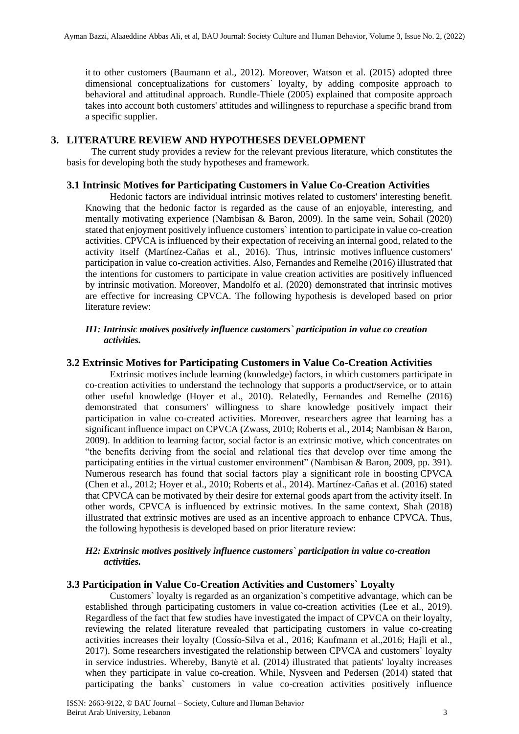it to other customers (Baumann et al., 2012). Moreover, Watson et al. (2015) adopted three dimensional conceptualizations for customers` loyalty, by adding composite approach to behavioral and attitudinal approach. Rundle-Thiele (2005) explained that composite approach takes into account both customers' attitudes and willingness to repurchase a specific brand from a specific supplier.

## 3. LITERATURE REVIEW AND HYPOTHESES DEVELOPMENT

The current study provides a review for the relevant previous literature, which constitutes the basis for developing both the study hypotheses and framework.

### 3.1 Intrinsic Motives for Participating Customers in Value Co-Creation Activities

Hedonic factors are individual intrinsic motives related to customers' interesting benefit. Knowing that the hedonic factor is regarded as the cause of an enjoyable, interesting, and mentally motivating experience (Nambisan & Baron, 2009). In the same vein, Sohail (2020) stated that enjoyment positively influence customers` intention to participate in value co-creation activities. CPVCA is influenced by their expectation of receiving an internal good, related to the activity itself (Martínez-Cañas et al., 2016). Thus, intrinsic motives influence customers' participation in value co-creation activities. Also, Fernandes and Remelhe (2016) illustrated that the intentions for customers to participate in value creation activities are positively influenced by intrinsic motivation. Moreover, Mandolfo et al. (2020) demonstrated that intrinsic motives are effective for increasing CPVCA. The following hypothesis is developed based on prior literature review:

***H1: Intrinsic motives positively influence customers` participation in value co creation activities.***

### 3.2 Extrinsic Motives for Participating Customers in Value Co-Creation Activities

Extrinsic motives include learning (knowledge) factors, in which customers participate in co-creation activities to understand the technology that supports a product/service, or to attain other useful knowledge (Hoyer et al., 2010). Relatedly, Fernandes and Remelhe (2016) demonstrated that consumers' willingness to share knowledge positively impact their participation in value co-created activities. Moreover, researchers agree that learning has a significant influence impact on CPVCA (Zwass, 2010; Roberts et al., 2014; Nambisan & Baron, 2009). In addition to learning factor, social factor is an extrinsic motive, which concentrates on "the benefits deriving from the social and relational ties that develop over time among the participating entities in the virtual customer environment" (Nambisan & Baron, 2009, pp. 391). Numerous research has found that social factors play a significant role in boosting CPVCA (Chen et al., 2012; Hoyer et al., 2010; Roberts et al., 2014). Martínez-Cañas et al. (2016) stated that CPVCA can be motivated by their desire for external goods apart from the activity itself. In other words, CPVCA is influenced by extrinsic motives. In the same context, Shah (2018) illustrated that extrinsic motives are used as an incentive approach to enhance CPVCA. Thus, the following hypothesis is developed based on prior literature review:

***H2: Extrinsic motives positively influence customers` participation in value co-creation activities.***

### 3.3 Participation in Value Co-Creation Activities and Customers` Loyalty

Customers` loyalty is regarded as an organization`s competitive advantage, which can be established through participating customers in value co-creation activities (Lee et al., 2019). Regardless of the fact that few studies have investigated the impact of CPVCA on their loyalty, reviewing the related literature revealed that participating customers in value co-creating activities increases their loyalty (Cossío-Silva et al., 2016; Kaufmann et al.,2016; Hajli et al., 2017). Some researchers investigated the relationship between CPVCA and customers` loyalty in service industries. Whereby, Banytė et al. (2014) illustrated that patients' loyalty increases when they participate in value co-creation. While, Nysveen and Pedersen (2014) stated that participating the banks` customers in value co-creation activities positively influence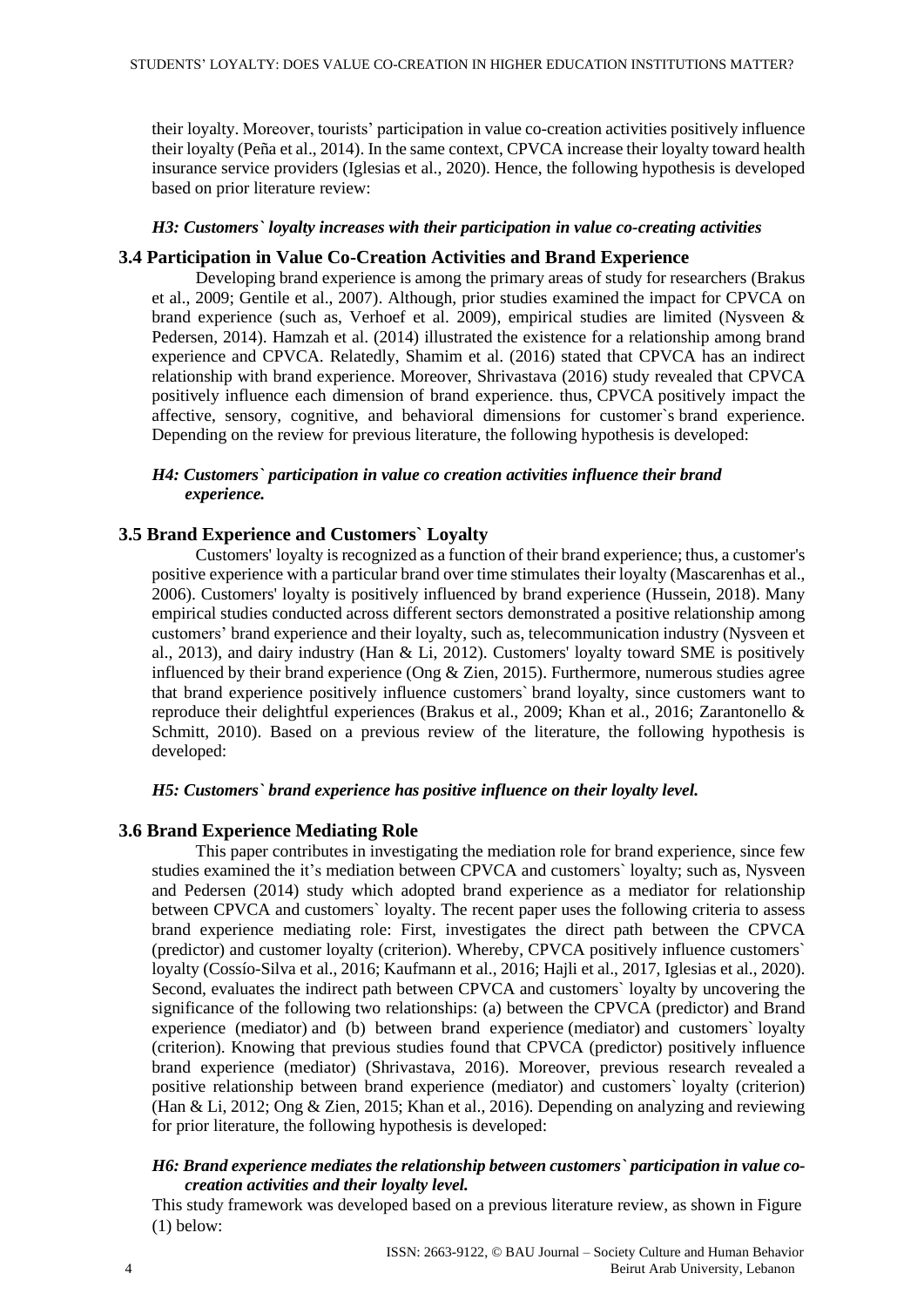their loyalty. Moreover, tourists' participation in value co-creation activities positively influence their loyalty (Peña et al., 2014). In the same context, CPVCA increase their loyalty toward health insurance service providers (Iglesias et al., 2020). Hence, the following hypothesis is developed based on prior literature review:

***H3: Customers` loyalty increases with their participation in value co-creating activities***

### 3.4 Participation in Value Co-Creation Activities and Brand Experience

Developing brand experience is among the primary areas of study for researchers (Brakus et al., 2009; Gentile et al., 2007). Although, prior studies examined the impact for CPVCA on brand experience (such as, Verhoef et al. 2009), empirical studies are limited (Nysveen & Pedersen, 2014). Hamzah et al. (2014) illustrated the existence for a relationship among brand experience and CPVCA. Relatedly, Shamim et al. (2016) stated that CPVCA has an indirect relationship with brand experience. Moreover, Shrivastava (2016) study revealed that CPVCA positively influence each dimension of brand experience. thus, CPVCA positively impact the affective, sensory, cognitive, and behavioral dimensions for customer`s brand experience. Depending on the review for previous literature, the following hypothesis is developed:

***H4: Customers` participation in value co creation activities influence their brand experience.***

### 3.5 Brand Experience and Customers` Loyalty

Customers' loyalty is recognized as a function of their brand experience; thus, a customer's positive experience with a particular brand over time stimulates their loyalty (Mascarenhas et al., 2006). Customers' loyalty is positively influenced by brand experience (Hussein, 2018). Many empirical studies conducted across different sectors demonstrated a positive relationship among customers' brand experience and their loyalty, such as, telecommunication industry (Nysveen et al., 2013), and dairy industry (Han & Li, 2012). Customers' loyalty toward SME is positively influenced by their brand experience (Ong & Zien, 2015). Furthermore, numerous studies agree that brand experience positively influence customers` brand loyalty, since customers want to reproduce their delightful experiences (Brakus et al., 2009; Khan et al., 2016; Zarantonello & Schmitt, 2010). Based on a previous review of the literature, the following hypothesis is developed:

***H5: Customers` brand experience has positive influence on their loyalty level.***

### 3.6 Brand Experience Mediating Role

This paper contributes in investigating the mediation role for brand experience, since few studies examined the it's mediation between CPVCA and customers` loyalty; such as, Nysveen and Pedersen (2014) study which adopted brand experience as a mediator for relationship between CPVCA and customers` loyalty. The recent paper uses the following criteria to assess brand experience mediating role: First, investigates the direct path between the CPVCA (predictor) and customer loyalty (criterion). Whereby, CPVCA positively influence customers` loyalty (Cossío-Silva et al., 2016; Kaufmann et al., 2016; Hajli et al., 2017, Iglesias et al., 2020). Second, evaluates the indirect path between CPVCA and customers` loyalty by uncovering the significance of the following two relationships: (a) between the CPVCA (predictor) and Brand experience (mediator) and (b) between brand experience (mediator) and customers` loyalty (criterion). Knowing that previous studies found that CPVCA (predictor) positively influence brand experience (mediator) (Shrivastava, 2016). Moreover, previous research revealed a positive relationship between brand experience (mediator) and customers` loyalty (criterion) (Han & Li, 2012; Ong & Zien, 2015; Khan et al., 2016). Depending on analyzing and reviewing for prior literature, the following hypothesis is developed:

***H6: Brand experience mediates the relationship between customers` participation in value co-creation activities and their loyalty level.***

This study framework was developed based on a previous literature review, as shown in Figure (1) below: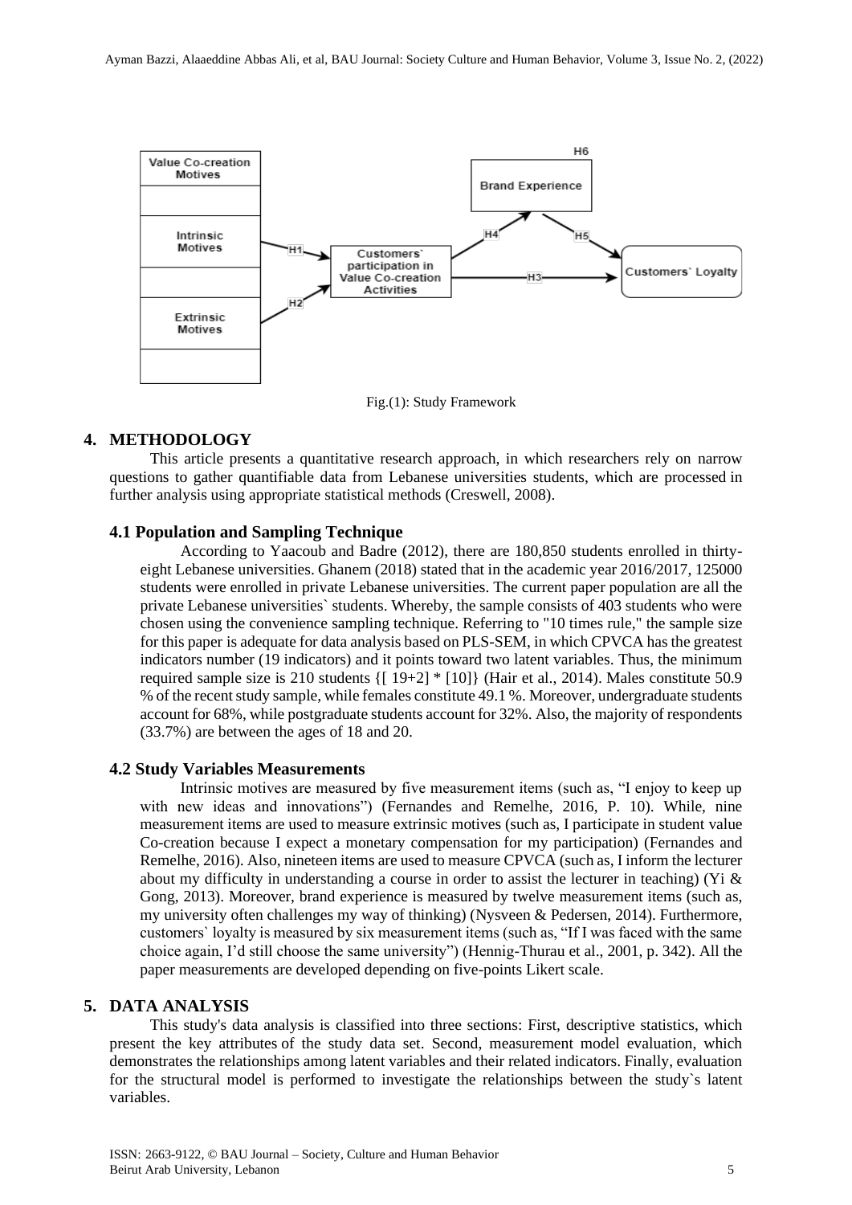Fig.(1): Study Framework

## 4. METHODOLOGY

This article presents a quantitative research approach, in which researchers rely on narrow questions to gather quantifiable data from Lebanese universities students, which are processed in further analysis using appropriate statistical methods (Creswell, 2008).

### 4.1 Population and Sampling Technique

According to Yaacoub and Badre (2012), there are 180,850 students enrolled in thirty-eight Lebanese universities. Ghanem (2018) stated that in the academic year 2016/2017, 125000 students were enrolled in private Lebanese universities. The current paper population are all the private Lebanese universities` students. Whereby, the sample consists of 403 students who were chosen using the convenience sampling technique. Referring to "10 times rule," the sample size for this paper is adequate for data analysis based on PLS-SEM, in which CPVCA has the greatest indicators number (19 indicators) and it points toward two latent variables. Thus, the minimum required sample size is 210 students {[ 19+2] * [10]} (Hair et al., 2014). Males constitute 50.9 % of the recent study sample, while females constitute 49.1 %. Moreover, undergraduate students account for 68%, while postgraduate students account for 32%. Also, the majority of respondents (33.7%) are between the ages of 18 and 20.

### 4.2 Study Variables Measurements

Intrinsic motives are measured by five measurement items (such as, "I enjoy to keep up with new ideas and innovations") (Fernandes and Remelhe, 2016, P. 10). While, nine measurement items are used to measure extrinsic motives (such as, I participate in student value Co-creation because I expect a monetary compensation for my participation) (Fernandes and Remelhe, 2016). Also, nineteen items are used to measure CPVCA (such as, I inform the lecturer about my difficulty in understanding a course in order to assist the lecturer in teaching) (Yi & Gong, 2013). Moreover, brand experience is measured by twelve measurement items (such as, my university often challenges my way of thinking) (Nysveen & Pedersen, 2014). Furthermore, customers` loyalty is measured by six measurement items (such as, "If I was faced with the same choice again, I'd still choose the same university") (Hennig-Thurau et al., 2001, p. 342). All the paper measurements are developed depending on five-points Likert scale.

## 5. DATA ANALYSIS

This study's data analysis is classified into three sections: First, descriptive statistics, which present the key attributes of the study data set. Second, measurement model evaluation, which demonstrates the relationships among latent variables and their related indicators. Finally, evaluation for the structural model is performed to investigate the relationships between the study`s latent variables.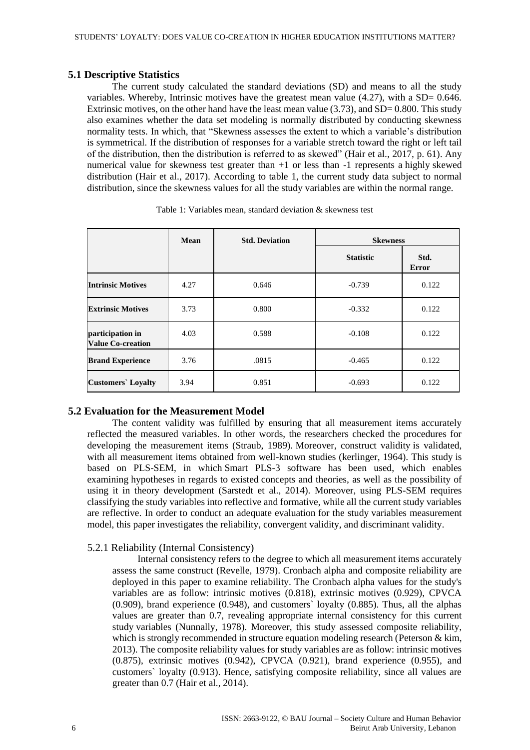### 5.1 Descriptive Statistics

The current study calculated the standard deviations (SD) and means to all the study variables. Whereby, Intrinsic motives have the greatest mean value (4.27), with a SD= 0.646. Extrinsic motives, on the other hand have the least mean value (3.73), and SD= 0.800. This study also examines whether the data set modeling is normally distributed by conducting skewness normality tests. In which, that "Skewness assesses the extent to which a variable's distribution is symmetrical. If the distribution of responses for a variable stretch toward the right or left tail of the distribution, then the distribution is referred to as skewed" (Hair et al., 2017, p. 61). Any numerical value for skewness test greater than +1 or less than -1 represents a highly skewed distribution (Hair et al., 2017). According to table 1, the current study data subject to normal distribution, since the skewness values for all the study variables are within the normal range.

Table 1: Variables mean, standard deviation & skewness test

| | Mean | Std. Deviation | Skewness | |
|---|---|---|---|---|
| | | | Statistic | Std. Error |
| **Intrinsic Motives** | 4.27 | 0.646 | -0.739 | 0.122 |
| **Extrinsic Motives** | 3.73 | 0.800 | -0.332 | 0.122 |
| **participation in Value Co-creation** | 4.03 | 0.588 | -0.108 | 0.122 |
| **Brand Experience** | 3.76 | .0815 | -0.465 | 0.122 |
| **Customers` Loyalty** | 3.94 | 0.851 | -0.693 | 0.122 |

### 5.2 Evaluation for the Measurement Model

The content validity was fulfilled by ensuring that all measurement items accurately reflected the measured variables. In other words, the researchers checked the procedures for developing the measurement items (Straub, 1989). Moreover, construct validity is validated, with all measurement items obtained from well-known studies (kerlinger, 1964). This study is based on PLS-SEM, in which Smart PLS-3 software has been used, which enables examining hypotheses in regards to existed concepts and theories, as well as the possibility of using it in theory development (Sarstedt et al., 2014). Moreover, using PLS-SEM requires classifying the study variables into reflective and formative, while all the current study variables are reflective. In order to conduct an adequate evaluation for the study variables measurement model, this paper investigates the reliability, convergent validity, and discriminant validity.

#### 5.2.1 Reliability (Internal Consistency)

Internal consistency refers to the degree to which all measurement items accurately assess the same construct (Revelle, 1979). Cronbach alpha and composite reliability are deployed in this paper to examine reliability. The Cronbach alpha values for the study's variables are as follow: intrinsic motives (0.818), extrinsic motives (0.929), CPVCA (0.909), brand experience (0.948), and customers` loyalty (0.885). Thus, all the alphas values are greater than 0.7, revealing appropriate internal consistency for this current study variables (Nunnally, 1978). Moreover, this study assessed composite reliability, which is strongly recommended in structure equation modeling research (Peterson & kim, 2013). The composite reliability values for study variables are as follow: intrinsic motives (0.875), extrinsic motives (0.942), CPVCA (0.921), brand experience (0.955), and customers` loyalty (0.913). Hence, satisfying composite reliability, since all values are greater than 0.7 (Hair et al., 2014).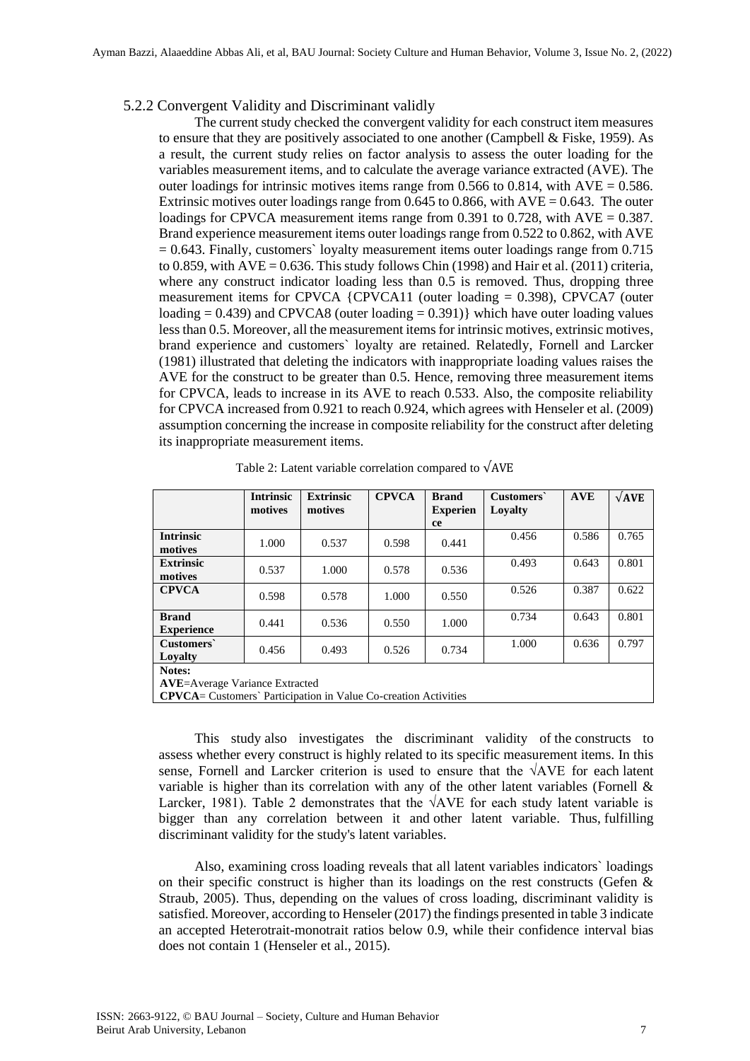### 5.2.2 Convergent Validity and Discriminant validly

The current study checked the convergent validity for each construct item measures to ensure that they are positively associated to one another (Campbell & Fiske, 1959). As a result, the current study relies on factor analysis to assess the outer loading for the variables measurement items, and to calculate the average variance extracted (AVE). The outer loadings for intrinsic motives items range from 0.566 to 0.814, with AVE = 0.586. Extrinsic motives outer loadings range from 0.645 to 0.866, with AVE = 0.643. The outer loadings for CPVCA measurement items range from 0.391 to 0.728, with AVE = 0.387. Brand experience measurement items outer loadings range from 0.522 to 0.862, with AVE = 0.643. Finally, customers` loyalty measurement items outer loadings range from 0.715 to 0.859, with AVE = 0.636. This study follows Chin (1998) and Hair et al. (2011) criteria, where any construct indicator loading less than 0.5 is removed. Thus, dropping three measurement items for CPVCA {CPVCA11 (outer loading = 0.398), CPVCA7 (outer loading = 0.439) and CPVCA8 (outer loading = 0.391)} which have outer loading values less than 0.5. Moreover, all the measurement items for intrinsic motives, extrinsic motives, brand experience and customers` loyalty are retained. Relatedly, Fornell and Larcker (1981) illustrated that deleting the indicators with inappropriate loading values raises the AVE for the construct to be greater than 0.5. Hence, removing three measurement items for CPVCA, leads to increase in its AVE to reach 0.533. Also, the composite reliability for CPVCA increased from 0.921 to reach 0.924, which agrees with Henseler et al. (2009) assumption concerning the increase in composite reliability for the construct after deleting its inappropriate measurement items.

Table 2: Latent variable correlation compared to √AVE

| | Intrinsic motives | Extrinsic motives | CPVCA | Brand Experience | Customers` Loyalty | AVE | √AVE |
|---|---|---|---|---|---|---|---|
| **Intrinsic motives** | 1.000 | 0.537 | 0.598 | 0.441 | 0.456 | 0.586 | 0.765 |
| **Extrinsic motives** | 0.537 | 1.000 | 0.578 | 0.536 | 0.493 | 0.643 | 0.801 |
| **CPVCA** | 0.598 | 0.578 | 1.000 | 0.550 | 0.526 | 0.387 | 0.622 |
| **Brand Experience** | 0.441 | 0.536 | 0.550 | 1.000 | 0.734 | 0.643 | 0.801 |
| **Customers` Loyalty** | 0.456 | 0.493 | 0.526 | 0.734 | 1.000 | 0.636 | 0.797 |

**Notes:**
**AVE**=Average Variance Extracted
**CPVCA**= Customers` Participation in Value Co-creation Activities

This study also investigates the discriminant validity of the constructs to assess whether every construct is highly related to its specific measurement items. In this sense, Fornell and Larcker criterion is used to ensure that the √AVE for each latent variable is higher than its correlation with any of the other latent variables (Fornell & Larcker, 1981). Table 2 demonstrates that the √AVE for each study latent variable is bigger than any correlation between it and other latent variable. Thus, fulfilling discriminant validity for the study's latent variables.

Also, examining cross loading reveals that all latent variables indicators` loadings on their specific construct is higher than its loadings on the rest constructs (Gefen & Straub, 2005). Thus, depending on the values of cross loading, discriminant validity is satisfied. Moreover, according to Henseler (2017) the findings presented in table 3 indicate an accepted Heterotrait-monotrait ratios below 0.9, while their confidence interval bias does not contain 1 (Henseler et al., 2015).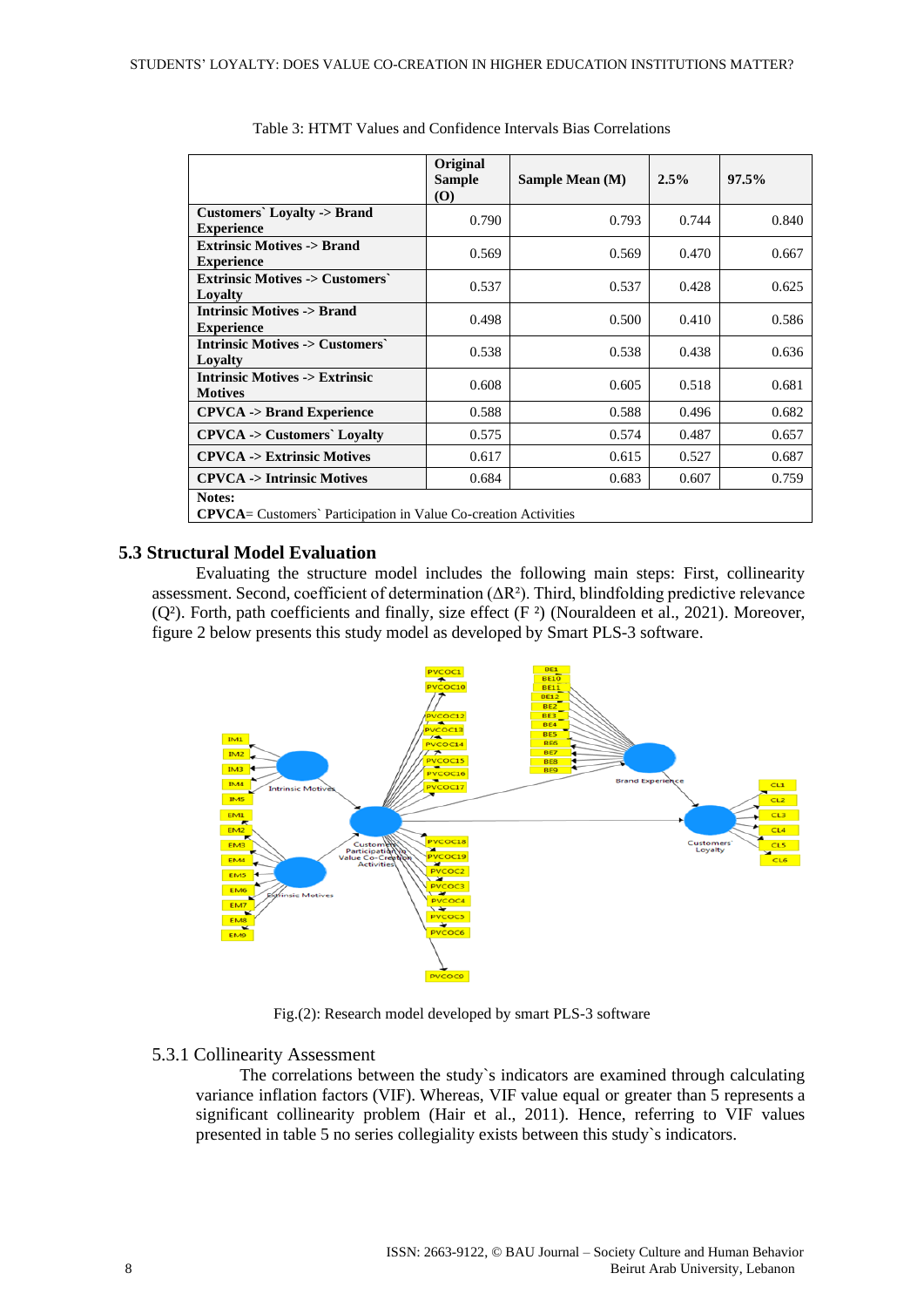Table 3: HTMT Values and Confidence Intervals Bias Correlations

| | Original Sample (O) | Sample Mean (M) | 2.5% | 97.5% |
|---|---|---|---|---|
| **Customers` Loyalty -> Brand Experience** | 0.790 | 0.793 | 0.744 | 0.840 |
| **Extrinsic Motives -> Brand Experience** | 0.569 | 0.569 | 0.470 | 0.667 |
| **Extrinsic Motives -> Customers` Loyalty** | 0.537 | 0.537 | 0.428 | 0.625 |
| **Intrinsic Motives -> Brand Experience** | 0.498 | 0.500 | 0.410 | 0.586 |
| **Intrinsic Motives -> Customers` Loyalty** | 0.538 | 0.538 | 0.438 | 0.636 |
| **Intrinsic Motives -> Extrinsic Motives** | 0.608 | 0.605 | 0.518 | 0.681 |
| **CPVCA -> Brand Experience** | 0.588 | 0.588 | 0.496 | 0.682 |
| **CPVCA -> Customers` Loyalty** | 0.575 | 0.574 | 0.487 | 0.657 |
| **CPVCA -> Extrinsic Motives** | 0.617 | 0.615 | 0.527 | 0.687 |
| **CPVCA -> Intrinsic Motives** | 0.684 | 0.683 | 0.607 | 0.759 |

**Notes:**
**CPVCA**= Customers` Participation in Value Co-creation Activities

## 5.3 Structural Model Evaluation

Evaluating the structure model includes the following main steps: First, collinearity assessment. Second, coefficient of determination ($\Delta R^2$). Third, blindfolding predictive relevance ($Q^2$). Forth, path coefficients and finally, size effect ($F^2$) (Nouraldeen et al., 2021). Moreover, figure 2 below presents this study model as developed by Smart PLS-3 software.

Fig.(2): Research model developed by smart PLS-3 software

### 5.3.1 Collinearity Assessment

The correlations between the study`s indicators are examined through calculating variance inflation factors (VIF). Whereas, VIF value equal or greater than 5 represents a significant collinearity problem (Hair et al., 2011). Hence, referring to VIF values presented in table 5 no series collegiality exists between this study`s indicators.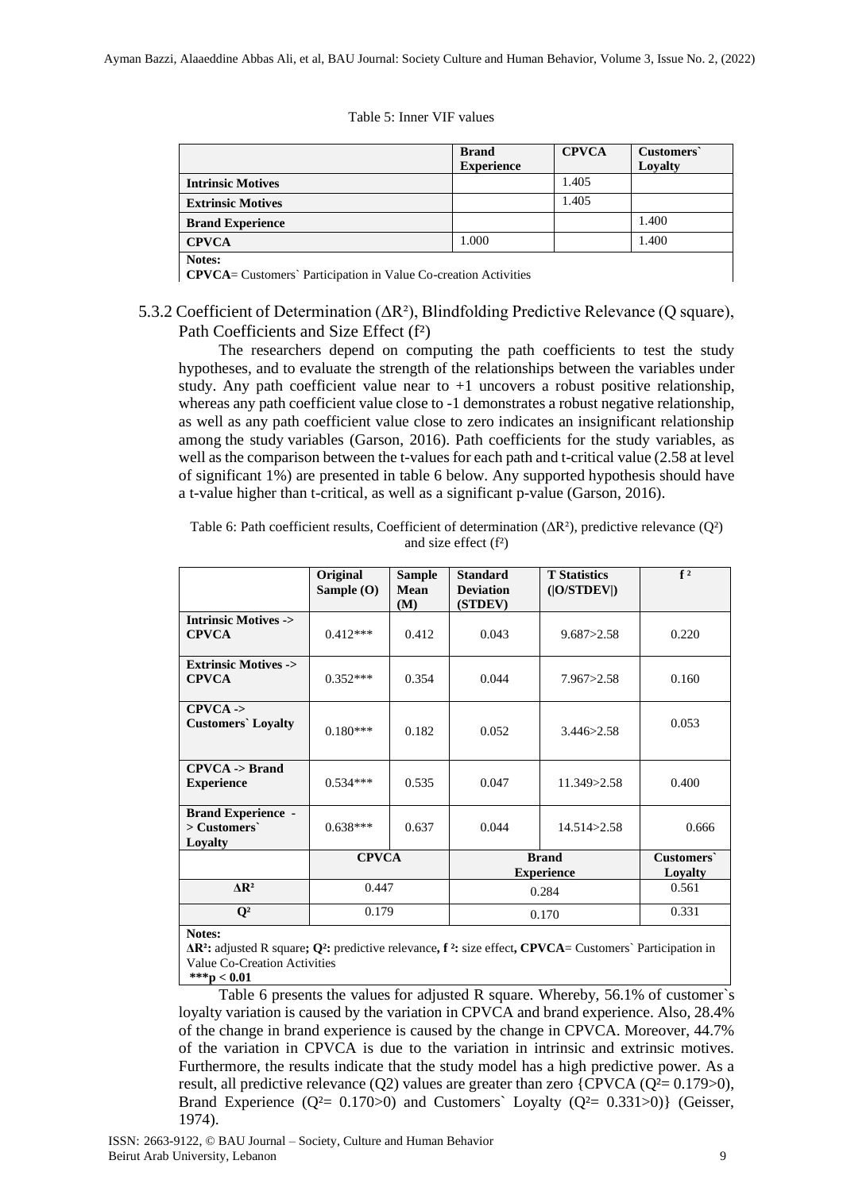Table 5: Inner VIF values

| | Brand Experience | CPVCA | Customers` Loyalty |
|---|---|---|---|
| **Intrinsic Motives** | | 1.405 | |
| **Extrinsic Motives** | | 1.405 | |
| **Brand Experience** | | | 1.400 |
| **CPVCA** | 1.000 | | 1.400 |

**Notes:**
**CPVCA**= Customers` Participation in Value Co-creation Activities

### 5.3.2 Coefficient of Determination ($\Delta R^2$), Blindfolding Predictive Relevance (Q square), Path Coefficients and Size Effect ($f^2$)

The researchers depend on computing the path coefficients to test the study hypotheses, and to evaluate the strength of the relationships between the variables under study. Any path coefficient value near to +1 uncovers a robust positive relationship, whereas any path coefficient value close to -1 demonstrates a robust negative relationship, as well as any path coefficient value close to zero indicates an insignificant relationship among the study variables (Garson, 2016). Path coefficients for the study variables, as well as the comparison between the t-values for each path and t-critical value (2.58 at level of significant 1%) are presented in table 6 below. Any supported hypothesis should have a t-value higher than t-critical, as well as a significant p-value (Garson, 2016).

Table 6: Path coefficient results, Coefficient of determination ($\Delta R^2$), predictive relevance ($Q^2$) and size effect ($f^2$)

| | Original Sample (O) | Sample Mean (M) | Standard Deviation (STDEV) | T Statistics (\|O/STDEV\|) | $f^2$ |
|---|---|---|---|---|---|
| **Intrinsic Motives -> CPVCA** | 0.412*** | 0.412 | 0.043 | 9.687>2.58 | 0.220 |
| **Extrinsic Motives -> CPVCA** | 0.352*** | 0.354 | 0.044 | 7.967>2.58 | 0.160 |
| **CPVCA -> Customers` Loyalty** | 0.180*** | 0.182 | 0.052 | 3.446>2.58 | 0.053 |
| **CPVCA -> Brand Experience** | 0.534*** | 0.535 | 0.047 | 11.349>2.58 | 0.400 |
| **Brand Experience -> Customers` Loyalty** | 0.638*** | 0.637 | 0.044 | 14.514>2.58 | 0.666 |
| | **CPVCA** | | **Brand Experience** | | **Customers` Loyalty** |
| **$\Delta R^2$** | 0.447 | | 0.284 | | 0.561 |
| **$Q^2$** | 0.179 | | 0.170 | | 0.331 |

**Notes:**
**$\Delta R^2$:** adjusted R square**; $Q^2$:** predictive relevance**, $f^2$:** size effect**, CPVCA**= Customers` Participation in Value Co-Creation Activities
**$***p < 0.01$**

Table 6 presents the values for adjusted R square. Whereby, 56.1% of customer`s loyalty variation is caused by the variation in CPVCA and brand experience. Also, 28.4% of the change in brand experience is caused by the change in CPVCA. Moreover, 44.7% of the variation in CPVCA is due to the variation in intrinsic and extrinsic motives. Furthermore, the results indicate that the study model has a high predictive power. As a result, all predictive relevance (Q2) values are greater than zero {CPVCA ($Q^2$= 0.179>0), Brand Experience ($Q^2$= 0.170>0) and Customers` Loyalty ($Q^2$= 0.331>0)} (Geisser, 1974).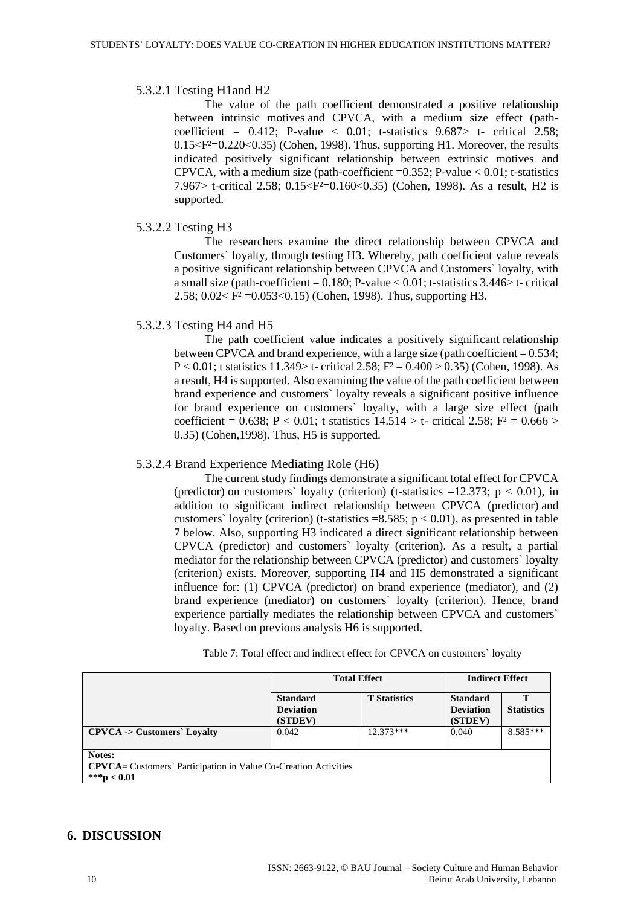#### 5.3.2.1 Testing H1and H2

The value of the path coefficient demonstrated a positive relationship between intrinsic motives and CPVCA, with a medium size effect (path-coefficient = 0.412; P-value < 0.01; t-statistics 9.687> t- critical 2.58; $0.15<F^2=0.220<0.35$) (Cohen, 1998). Thus, supporting H1. Moreover, the results indicated positively significant relationship between extrinsic motives and CPVCA, with a medium size (path-coefficient =0.352; P-value < 0.01; t-statistics 7.967> t-critical 2.58; $0.15<F^2=0.160<0.35$) (Cohen, 1998). As a result, H2 is supported.

#### 5.3.2.2 Testing H3

The researchers examine the direct relationship between CPVCA and Customers` loyalty, through testing H3. Whereby, path coefficient value reveals a positive significant relationship between CPVCA and Customers` loyalty, with a small size (path-coefficient = 0.180; P-value < 0.01; t-statistics 3.446> t- critical 2.58; $0.02< F^2 =0.053<0.15$) (Cohen, 1998). Thus, supporting H3.

#### 5.3.2.3 Testing H4 and H5

The path coefficient value indicates a positively significant relationship between CPVCA and brand experience, with a large size (path coefficient = 0.534; P < 0.01; t statistics 11.349> t- critical 2.58; $F^2 = 0.400 > 0.35$) (Cohen, 1998). As a result, H4 is supported. Also examining the value of the path coefficient between brand experience and customers` loyalty reveals a significant positive influence for brand experience on customers` loyalty, with a large size effect (path coefficient = 0.638; P < 0.01; t statistics 14.514 > t- critical 2.58; $F^2 = 0.666 > 0.35$) (Cohen,1998). Thus, H5 is supported.

#### 5.3.2.4 Brand Experience Mediating Role (H6)

The current study findings demonstrate a significant total effect for CPVCA (predictor) on customers` loyalty (criterion) (t-statistics =12.373; p < 0.01), in addition to significant indirect relationship between CPVCA (predictor) and customers` loyalty (criterion) (t-statistics =8.585; p < 0.01), as presented in table 7 below. Also, supporting H3 indicated a direct significant relationship between CPVCA (predictor) and customers` loyalty (criterion). As a result, a partial mediator for the relationship between CPVCA (predictor) and customers` loyalty (criterion) exists. Moreover, supporting H4 and H5 demonstrated a significant influence for: (1) CPVCA (predictor) on brand experience (mediator), and (2) brand experience (mediator) on customers` loyalty (criterion). Hence, brand experience partially mediates the relationship between CPVCA and customers` loyalty. Based on previous analysis H6 is supported.

Table 7: Total effect and indirect effect for CPVCA on customers` loyalty

| | **Total Effect** | | **Indirect Effect** | |
|---|---|---|---|---|
| | **Standard Deviation (STDEV)** | **T Statistics** | **Standard Deviation (STDEV)** | **T Statistics** |
| **CPVCA -> Customers` Loyalty** | 0.042 | 12.373*** | 0.040 | 8.585*** |

**Notes:**
**CPVCA**= Customers` Participation in Value Co-Creation Activities
**\*\*\*p < 0.01**

## 6. DISCUSSION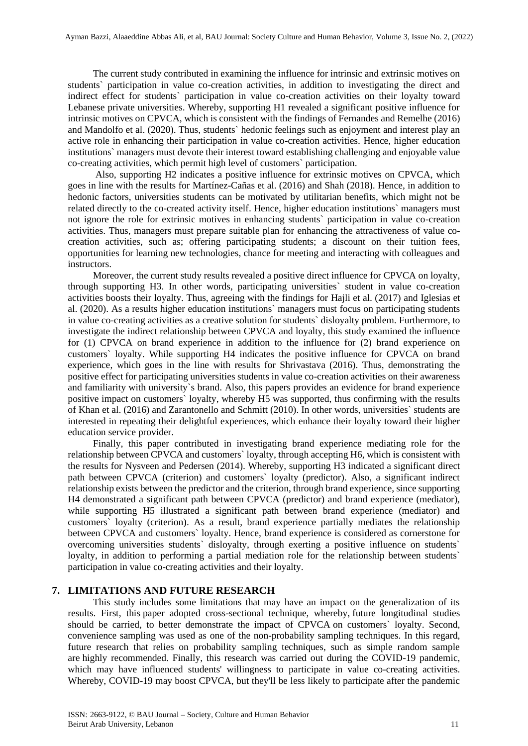The current study contributed in examining the influence for intrinsic and extrinsic motives on students` participation in value co-creation activities, in addition to investigating the direct and indirect effect for students` participation in value co-creation activities on their loyalty toward Lebanese private universities. Whereby, supporting H1 revealed a significant positive influence for intrinsic motives on CPVCA, which is consistent with the findings of Fernandes and Remelhe (2016) and Mandolfo et al. (2020). Thus, students` hedonic feelings such as enjoyment and interest play an active role in enhancing their participation in value co-creation activities. Hence, higher education institutions` managers must devote their interest toward establishing challenging and enjoyable value co-creating activities, which permit high level of customers` participation.

Also, supporting H2 indicates a positive influence for extrinsic motives on CPVCA, which goes in line with the results for Martínez-Cañas et al. (2016) and Shah (2018). Hence, in addition to hedonic factors, universities students can be motivated by utilitarian benefits, which might not be related directly to the co-created activity itself. Hence, higher education institutions` managers must not ignore the role for extrinsic motives in enhancing students` participation in value co-creation activities. Thus, managers must prepare suitable plan for enhancing the attractiveness of value co-creation activities, such as; offering participating students; a discount on their tuition fees, opportunities for learning new technologies, chance for meeting and interacting with colleagues and instructors.

Moreover, the current study results revealed a positive direct influence for CPVCA on loyalty, through supporting H3. In other words, participating universities` student in value co-creation activities boosts their loyalty. Thus, agreeing with the findings for Hajli et al. (2017) and Iglesias et al. (2020). As a results higher education institutions` managers must focus on participating students in value co-creating activities as a creative solution for students` disloyalty problem. Furthermore, to investigate the indirect relationship between CPVCA and loyalty, this study examined the influence for (1) CPVCA on brand experience in addition to the influence for (2) brand experience on customers` loyalty. While supporting H4 indicates the positive influence for CPVCA on brand experience, which goes in the line with results for Shrivastava (2016). Thus, demonstrating the positive effect for participating universities students in value co-creation activities on their awareness and familiarity with university`s brand. Also, this papers provides an evidence for brand experience positive impact on customers` loyalty, whereby H5 was supported, thus confirming with the results of Khan et al. (2016) and Zarantonello and Schmitt (2010). In other words, universities` students are interested in repeating their delightful experiences, which enhance their loyalty toward their higher education service provider.

Finally, this paper contributed in investigating brand experience mediating role for the relationship between CPVCA and customers` loyalty, through accepting H6, which is consistent with the results for Nysveen and Pedersen (2014). Whereby, supporting H3 indicated a significant direct path between CPVCA (criterion) and customers` loyalty (predictor). Also, a significant indirect relationship exists between the predictor and the criterion, through brand experience, since supporting H4 demonstrated a significant path between CPVCA (predictor) and brand experience (mediator), while supporting H5 illustrated a significant path between brand experience (mediator) and customers` loyalty (criterion). As a result, brand experience partially mediates the relationship between CPVCA and customers` loyalty. Hence, brand experience is considered as cornerstone for overcoming universities students` disloyalty, through exerting a positive influence on students` loyalty, in addition to performing a partial mediation role for the relationship between students` participation in value co-creating activities and their loyalty.

## 7. LIMITATIONS AND FUTURE RESEARCH

This study includes some limitations that may have an impact on the generalization of its results. First, this paper adopted cross-sectional technique, whereby, future longitudinal studies should be carried, to better demonstrate the impact of CPVCA on customers` loyalty. Second, convenience sampling was used as one of the non-probability sampling techniques. In this regard, future research that relies on probability sampling techniques, such as simple random sample are highly recommended. Finally, this research was carried out during the COVID-19 pandemic, which may have influenced students' willingness to participate in value co-creating activities. Whereby, COVID-19 may boost CPVCA, but they'll be less likely to participate after the pandemic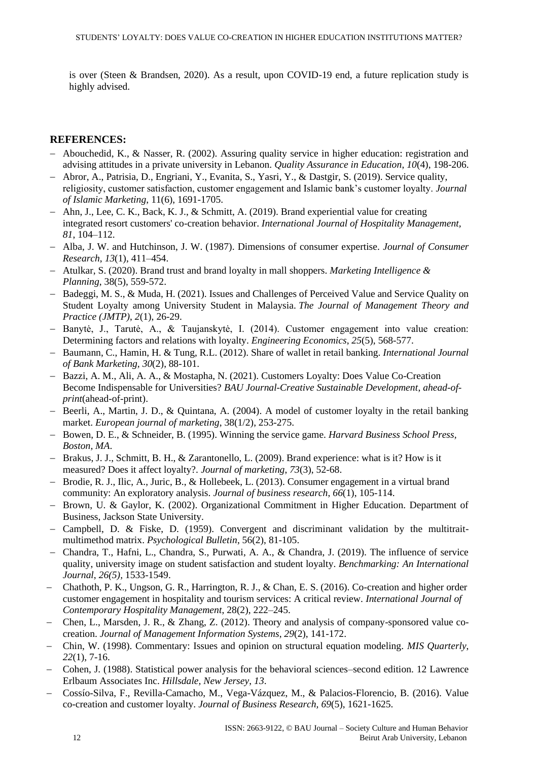is over (Steen & Brandsen, 2020). As a result, upon COVID-19 end, a future replication study is highly advised.

## REFERENCES:

- Abouchedid, K., & Nasser, R. (2002). Assuring quality service in higher education: registration and advising attitudes in a private university in Lebanon. *Quality Assurance in Education*, *10*(4), 198-206.
- Abror, A., Patrisia, D., Engriani, Y., Evanita, S., Yasri, Y., & Dastgir, S. (2019). Service quality, religiosity, customer satisfaction, customer engagement and Islamic bank's customer loyalty. *Journal of Islamic Marketing*, 11(6), 1691-1705.
- Ahn, J., Lee, C. K., Back, K. J., & Schmitt, A. (2019). Brand experiential value for creating integrated resort customers' co-creation behavior. *International Journal of Hospitality Management*, *81*, 104–112.
- Alba, J. W. and Hutchinson, J. W. (1987). Dimensions of consumer expertise. *Journal of Consumer Research*, *13*(1), 411–454.
- Atulkar, S. (2020). Brand trust and brand loyalty in mall shoppers. *Marketing Intelligence & Planning*, 38(5), 559-572.
- Badeggi, M. S., & Muda, H. (2021). Issues and Challenges of Perceived Value and Service Quality on Student Loyalty among University Student in Malaysia. *The Journal of Management Theory and Practice (JMTP)*, *2*(1), 26-29.
- Banytė, J., Tarutė, A., & Taujanskytė, I. (2014). Customer engagement into value creation: Determining factors and relations with loyalty. *Engineering Economics*, *25*(5), 568-577.
- Baumann, C., Hamin, H. & Tung, R.L. (2012). Share of wallet in retail banking. *International Journal of Bank Marketing*, *30*(2), 88-101.
- Bazzi, A. M., Ali, A. A., & Mostapha, N. (2021). Customers Loyalty: Does Value Co-Creation Become Indispensable for Universities? *BAU Journal-Creative Sustainable Development*, *ahead-of-print*(ahead-of-print).
- Beerli, A., Martin, J. D., & Quintana, A. (2004). A model of customer loyalty in the retail banking market. *European journal of marketing*, 38(1/2), 253-275.
- Bowen, D. E., & Schneider, B. (1995). Winning the service game. *Harvard Business School Press, Boston, MA*.
- Brakus, J. J., Schmitt, B. H., & Zarantonello, L. (2009). Brand experience: what is it? How is it measured? Does it affect loyalty?. *Journal of marketing*, *73*(3), 52-68.
- Brodie, R. J., Ilic, A., Juric, B., & Hollebeek, L. (2013). Consumer engagement in a virtual brand community: An exploratory analysis. *Journal of business research*, *66*(1), 105-114.
- Brown, U. & Gaylor, K. (2002). Organizational Commitment in Higher Education. Department of Business, Jackson State University.
- Campbell, D. & Fiske, D. (1959). Convergent and discriminant validation by the multitrait-multimethod matrix. *Psychological Bulletin*, 56(2), 81-105.
- Chandra, T., Hafni, L., Chandra, S., Purwati, A. A., & Chandra, J. (2019). The influence of service quality, university image on student satisfaction and student loyalty. *Benchmarking: An International Journal*, *26(5),* 1533-1549.
- Chathoth, P. K., Ungson, G. R., Harrington, R. J., & Chan, E. S. (2016). Co-creation and higher order customer engagement in hospitality and tourism services: A critical review. *International Journal of Contemporary Hospitality Management*, 28(2), 222–245.
- Chen, L., Marsden, J. R., & Zhang, Z. (2012). Theory and analysis of company-sponsored value co-creation. *Journal of Management Information Systems*, *29*(2), 141-172.
- Chin, W. (1998). Commentary: Issues and opinion on structural equation modeling. *MIS Quarterly*, *22*(1), 7-16.
- Cohen, J. (1988). Statistical power analysis for the behavioral sciences–second edition. 12 Lawrence Erlbaum Associates Inc. *Hillsdale, New Jersey*, *13*.
- Cossío-Silva, F., Revilla-Camacho, M., Vega-Vázquez, M., & Palacios-Florencio, B. (2016). Value co-creation and customer loyalty. *Journal of Business Research, 69*(5), 1621-1625.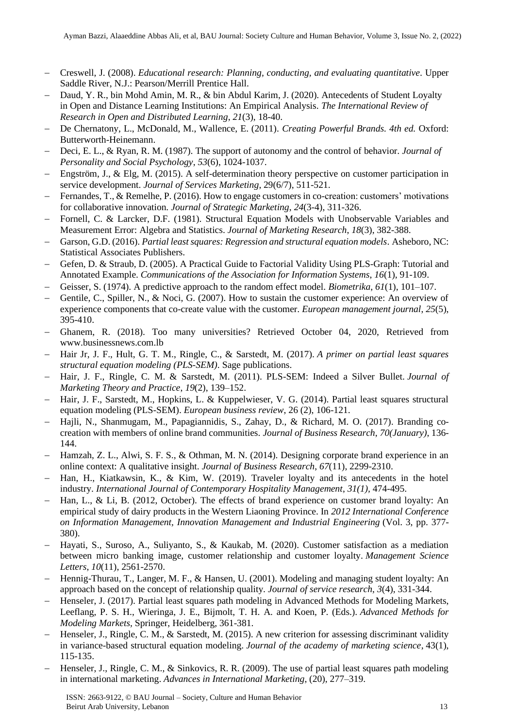- Creswell, J. (2008). *Educational research: Planning, conducting, and evaluating quantitative*. Upper Saddle River, N.J.: Pearson/Merrill Prentice Hall.
- Daud, Y. R., bin Mohd Amin, M. R., & bin Abdul Karim, J. (2020). Antecedents of Student Loyalty in Open and Distance Learning Institutions: An Empirical Analysis. *The International Review of Research in Open and Distributed Learning*, *21*(3), 18-40.
- De Chernatony, L., McDonald, M., Wallence, E. (2011). *Creating Powerful Brands. 4th ed.* Oxford: Butterworth-Heinemann.
- Deci, E. L., & Ryan, R. M. (1987). The support of autonomy and the control of behavior. *Journal of Personality and Social Psychology*, *53*(6), 1024-1037.
- Engström, J., & Elg, M. (2015). A self-determination theory perspective on customer participation in service development. *Journal of Services Marketing*, 29(6/7), 511-521.
- Fernandes, T., & Remelhe, P. (2016). How to engage customers in co-creation: customers' motivations for collaborative innovation. *Journal of Strategic Marketing*, *24*(3-4), 311-326.
- Fornell, C. & Larcker, D.F. (1981). Structural Equation Models with Unobservable Variables and Measurement Error: Algebra and Statistics. *Journal of Marketing Research*, *18*(3), 382-388.
- Garson, G.D. (2016). *Partial least squares: Regression and structural equation models*. Asheboro, NC: Statistical Associates Publishers.
- Gefen, D. & Straub, D. (2005). A Practical Guide to Factorial Validity Using PLS-Graph: Tutorial and Annotated Example. *Communications of the Association for Information Systems*, *16*(1), 91-109.
- Geisser, S. (1974). A predictive approach to the random effect model. *Biometrika*, *61*(1), 101–107.
- Gentile, C., Spiller, N., & Noci, G. (2007). How to sustain the customer experience: An overview of experience components that co-create value with the customer. *European management journal*, *25*(5), 395-410.
- Ghanem, R. (2018). Too many universities? Retrieved October 04, 2020, Retrieved from www.businessnews.com.lb
- Hair Jr, J. F., Hult, G. T. M., Ringle, C., & Sarstedt, M. (2017). *A primer on partial least squares structural equation modeling (PLS-SEM)*. Sage publications.
- Hair, J. F., Ringle, C. M. & Sarstedt, M. (2011). PLS-SEM: Indeed a Silver Bullet. *Journal of Marketing Theory and Practice*, *19*(2), 139–152.
- Hair, J. F., Sarstedt, M., Hopkins, L. & Kuppelwieser, V. G. (2014). Partial least squares structural equation modeling (PLS-SEM). *European business review*, 26 (2), 106-121.
- Hajli, N., Shanmugam, M., Papagiannidis, S., Zahay, D., & Richard, M. O. (2017). Branding co-creation with members of online brand communities. *Journal of Business Research*, *70(January)*, 136-144.
- Hamzah, Z. L., Alwi, S. F. S., & Othman, M. N. (2014). Designing corporate brand experience in an online context: A qualitative insight. *Journal of Business Research*, *67*(11), 2299-2310.
- Han, H., Kiatkawsin, K., & Kim, W. (2019). Traveler loyalty and its antecedents in the hotel industry. *International Journal of Contemporary Hospitality Management*, *31(1)*, 474-495.
- Han, L., & Li, B. (2012, October). The effects of brand experience on customer brand loyalty: An empirical study of dairy products in the Western Liaoning Province. In *2012 International Conference on Information Management, Innovation Management and Industrial Engineering* (Vol. 3, pp. 377-380).
- Hayati, S., Suroso, A., Suliyanto, S., & Kaukab, M. (2020). Customer satisfaction as a mediation between micro banking image, customer relationship and customer loyalty. *Management Science Letters*, *10*(11), 2561-2570.
- Hennig-Thurau, T., Langer, M. F., & Hansen, U. (2001). Modeling and managing student loyalty: An approach based on the concept of relationship quality. *Journal of service research*, *3*(4), 331-344.
- Henseler, J. (2017). Partial least squares path modeling in Advanced Methods for Modeling Markets, Leeflang, P. S. H., Wieringa, J. E., Bijmolt, T. H. A. and Koen, P. (Eds.). *Advanced Methods for Modeling Markets*, Springer, Heidelberg, 361-381.
- Henseler, J., Ringle, C. M., & Sarstedt, M. (2015). A new criterion for assessing discriminant validity in variance-based structural equation modeling. *Journal of the academy of marketing science*, 43(1), 115-135.
- Henseler, J., Ringle, C. M., & Sinkovics, R. R. (2009). The use of partial least squares path modeling in international marketing. *Advances in International Marketing*, (20), 277–319.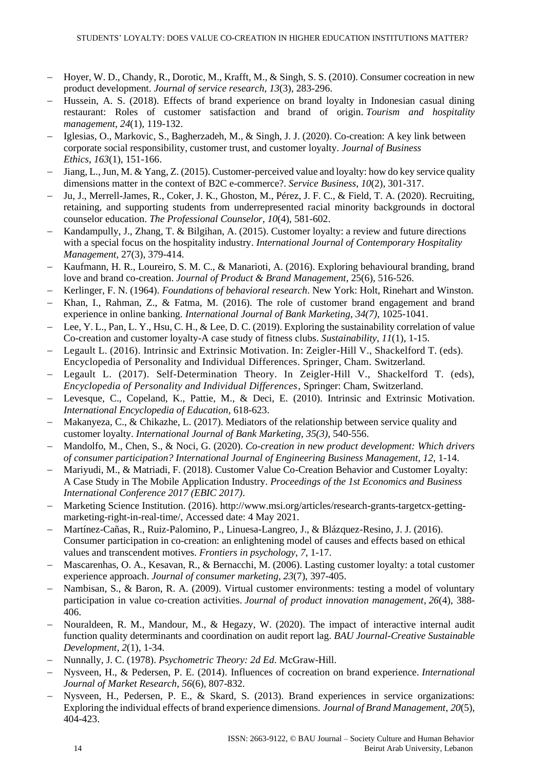- Hoyer, W. D., Chandy, R., Dorotic, M., Krafft, M., & Singh, S. S. (2010). Consumer cocreation in new product development. *Journal of service research*, *13*(3), 283-296.
- Hussein, A. S. (2018). Effects of brand experience on brand loyalty in Indonesian casual dining restaurant: Roles of customer satisfaction and brand of origin. *Tourism and hospitality management*, *24*(1), 119-132.
- Iglesias, O., Markovic, S., Bagherzadeh, M., & Singh, J. J. (2020). Co-creation: A key link between corporate social responsibility, customer trust, and customer loyalty. *Journal of Business Ethics*, *163*(1), 151-166.
- Jiang, L., Jun, M. & Yang, Z. (2015). Customer-perceived value and loyalty: how do key service quality dimensions matter in the context of B2C e-commerce?. *Service Business*, *10*(2), 301-317.
- Ju, J., Merrell-James, R., Coker, J. K., Ghoston, M., Pérez, J. F. C., & Field, T. A. (2020). Recruiting, retaining, and supporting students from underrepresented racial minority backgrounds in doctoral counselor education. *The Professional Counselor*, *10*(4), 581-602.
- Kandampully, J., Zhang, T. & Bilgihan, A. (2015). Customer loyalty: a review and future directions with a special focus on the hospitality industry. *International Journal of Contemporary Hospitality Management*, 27(3), 379-414.
- Kaufmann, H. R., Loureiro, S. M. C., & Manarioti, A. (2016). Exploring behavioural branding, brand love and brand co-creation. *Journal of Product & Brand Management*, 25(6), 516-526.
- Kerlinger, F. N. (1964). *Foundations of behavioral research*. New York: Holt, Rinehart and Winston.
- Khan, I., Rahman, Z., & Fatma, M. (2016). The role of customer brand engagement and brand experience in online banking. *International Journal of Bank Marketing*, *34(7)*, 1025-1041.
- Lee, Y. L., Pan, L. Y., Hsu, C. H., & Lee, D. C. (2019). Exploring the sustainability correlation of value Co-creation and customer loyalty-A case study of fitness clubs. *Sustainability*, *11*(1), 1-15.
- Legault L. (2016). Intrinsic and Extrinsic Motivation. In: Zeigler-Hill V., Shackelford T. (eds). Encyclopedia of Personality and Individual Differences. Springer, Cham. Switzerland.
- Legault L. (2017). Self-Determination Theory. In Zeigler-Hill V., Shackelford T. (eds), *Encyclopedia of Personality and Individual Differences*, Springer: Cham, Switzerland.
- Levesque, C., Copeland, K., Pattie, M., & Deci, E. (2010). Intrinsic and Extrinsic Motivation. *International Encyclopedia of Education*, 618-623.
- Makanyeza, C., & Chikazhe, L. (2017). Mediators of the relationship between service quality and customer loyalty. *International Journal of Bank Marketing*, *35(3)*, 540-556.
- Mandolfo, M., Chen, S., & Noci, G. (2020). *Co-creation in new product development: Which drivers of consumer participation? International Journal of Engineering Business Management, 12,* 1-14.
- Mariyudi, M., & Matriadi, F. (2018). Customer Value Co-Creation Behavior and Customer Loyalty: A Case Study in The Mobile Application Industry. *Proceedings of the 1st Economics and Business International Conference 2017 (EBIC 2017)*.
- Marketing Science Institution. (2016). http://www.msi.org/articles/research-grants-targetcx-getting-marketing-right-in-real-time/, Accessed date: 4 May 2021.
- Martínez-Cañas, R., Ruiz-Palomino, P., Linuesa-Langreo, J., & Blázquez-Resino, J. J. (2016). Consumer participation in co-creation: an enlightening model of causes and effects based on ethical values and transcendent motives. *Frontiers in psychology*, *7*, 1-17.
- Mascarenhas, O. A., Kesavan, R., & Bernacchi, M. (2006). Lasting customer loyalty: a total customer experience approach. *Journal of consumer marketing*, *23*(7), 397-405.
- Nambisan, S., & Baron, R. A. (2009). Virtual customer environments: testing a model of voluntary participation in value co‐creation activities. *Journal of product innovation management*, *26*(4), 388-406.
- Nouraldeen, R. M., Mandour, M., & Hegazy, W. (2020). The impact of interactive internal audit function quality determinants and coordination on audit report lag. *BAU Journal-Creative Sustainable Development*, *2*(1), 1-34.
- Nunnally, J. C. (1978). *Psychometric Theory: 2d Ed*. McGraw-Hill.
- Nysveen, H., & Pedersen, P. E. (2014). Influences of cocreation on brand experience. *International Journal of Market Research*, *56*(6), 807-832.
- Nysveen, H., Pedersen, P. E., & Skard, S. (2013). Brand experiences in service organizations: Exploring the individual effects of brand experience dimensions. *Journal of Brand Management*, *20*(5), 404-423.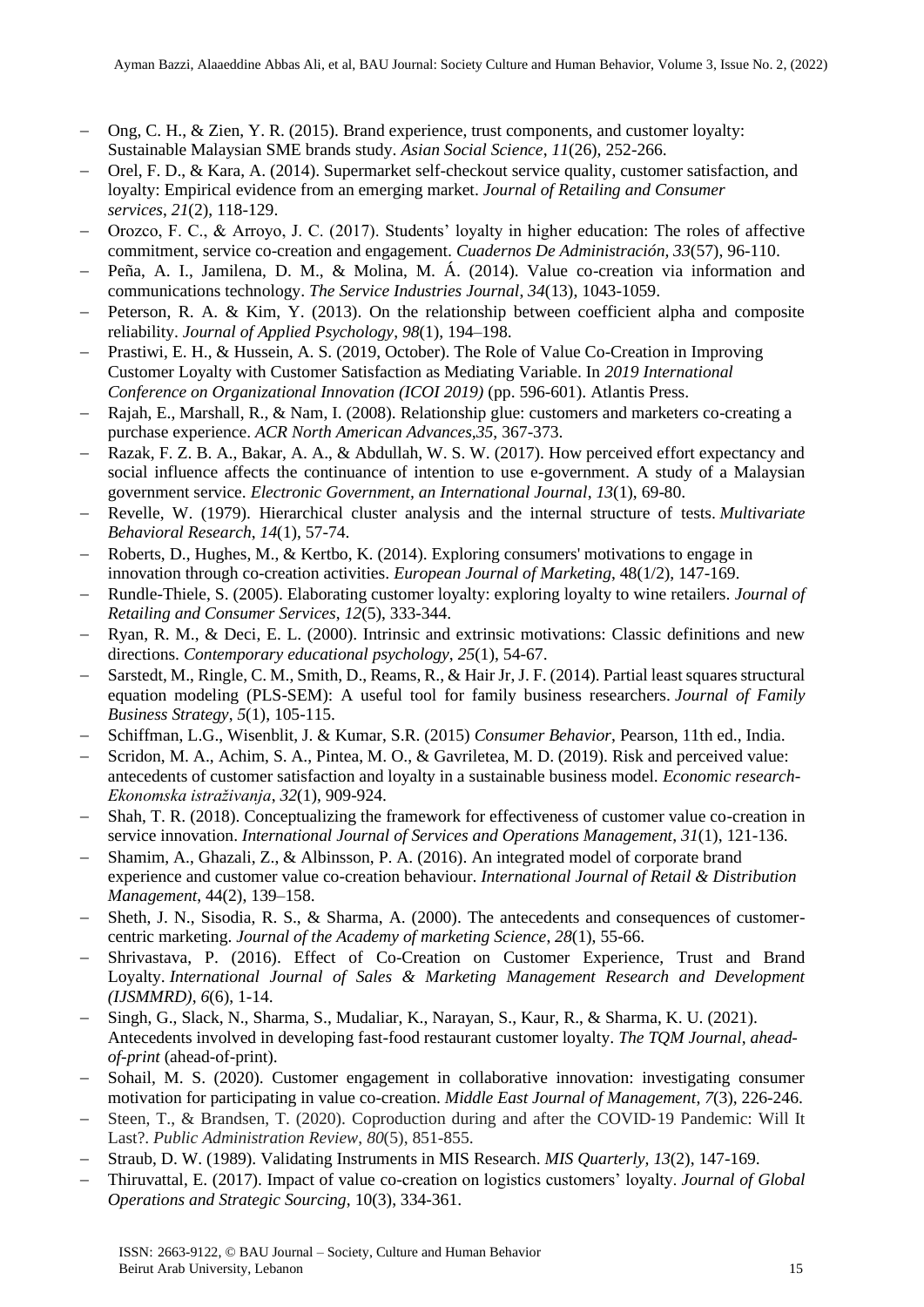- Ong, C. H., & Zien, Y. R. (2015). Brand experience, trust components, and customer loyalty: Sustainable Malaysian SME brands study. *Asian Social Science*, *11*(26), 252-266.
- Orel, F. D., & Kara, A. (2014). Supermarket self-checkout service quality, customer satisfaction, and loyalty: Empirical evidence from an emerging market. *Journal of Retailing and Consumer services*, *21*(2), 118-129.
- Orozco, F. C., & Arroyo, J. C. (2017). Students' loyalty in higher education: The roles of affective commitment, service co-creation and engagement. *Cuadernos De Administración, 33*(57), 96-110.
- Peña, A. I., Jamilena, D. M., & Molina, M. Á. (2014). Value co-creation via information and communications technology. *The Service Industries Journal*, *34*(13), 1043-1059.
- Peterson, R. A. & Kim, Y. (2013). On the relationship between coefficient alpha and composite reliability. *Journal of Applied Psychology*, *98*(1), 194–198.
- Prastiwi, E. H., & Hussein, A. S. (2019, October). The Role of Value Co-Creation in Improving Customer Loyalty with Customer Satisfaction as Mediating Variable. In *2019 International Conference on Organizational Innovation (ICOI 2019)* (pp. 596-601). Atlantis Press.
- Rajah, E., Marshall, R., & Nam, I. (2008). Relationship glue: customers and marketers co-creating a purchase experience. *ACR North American Advances*,*35*, 367-373.
- Razak, F. Z. B. A., Bakar, A. A., & Abdullah, W. S. W. (2017). How perceived effort expectancy and social influence affects the continuance of intention to use e-government. A study of a Malaysian government service. *Electronic Government, an International Journal*, *13*(1), 69-80.
- Revelle, W. (1979). Hierarchical cluster analysis and the internal structure of tests. *Multivariate Behavioral Research*, *14*(1), 57-74.
- Roberts, D., Hughes, M., & Kertbo, K. (2014). Exploring consumers' motivations to engage in innovation through co-creation activities. *European Journal of Marketing*, 48(1/2), 147-169.
- Rundle-Thiele, S. (2005). Elaborating customer loyalty: exploring loyalty to wine retailers. *Journal of Retailing and Consumer Services*, *12*(5), 333-344.
- Ryan, R. M., & Deci, E. L. (2000). Intrinsic and extrinsic motivations: Classic definitions and new directions. *Contemporary educational psychology*, *25*(1), 54-67.
- Sarstedt, M., Ringle, C. M., Smith, D., Reams, R., & Hair Jr, J. F. (2014). Partial least squares structural equation modeling (PLS-SEM): A useful tool for family business researchers. *Journal of Family Business Strategy*, *5*(1), 105-115.
- Schiffman, L.G., Wisenblit, J. & Kumar, S.R. (2015) *Consumer Behavior*, Pearson, 11th ed., India.
- Scridon, M. A., Achim, S. A., Pintea, M. O., & Gavriletea, M. D. (2019). Risk and perceived value: antecedents of customer satisfaction and loyalty in a sustainable business model. *Economic research-Ekonomska istraživanja*, *32*(1), 909-924.
- Shah, T. R. (2018). Conceptualizing the framework for effectiveness of customer value co-creation in service innovation. *International Journal of Services and Operations Management*, *31*(1), 121-136.
- Shamim, A., Ghazali, Z., & Albinsson, P. A. (2016). An integrated model of corporate brand experience and customer value co-creation behaviour. *International Journal of Retail & Distribution Management*, 44(2), 139–158.
- Sheth, J. N., Sisodia, R. S., & Sharma, A. (2000). The antecedents and consequences of customer-centric marketing. *Journal of the Academy of marketing Science*, *28*(1), 55-66.
- Shrivastava, P. (2016). Effect of Co-Creation on Customer Experience, Trust and Brand Loyalty. *International Journal of Sales & Marketing Management Research and Development (IJSMMRD)*, *6*(6), 1-14.
- Singh, G., Slack, N., Sharma, S., Mudaliar, K., Narayan, S., Kaur, R., & Sharma, K. U. (2021). Antecedents involved in developing fast-food restaurant customer loyalty. *The TQM Journal*, *ahead-of-print* (ahead-of-print).
- Sohail, M. S. (2020). Customer engagement in collaborative innovation: investigating consumer motivation for participating in value co-creation. *Middle East Journal of Management*, *7*(3), 226-246.
- Steen, T., & Brandsen, T. (2020). Coproduction during and after the COVID-19 Pandemic: Will It Last?. *Public Administration Review*, *80*(5), 851-855.
- Straub, D. W. (1989). Validating Instruments in MIS Research. *MIS Quarterly*, *13*(2), 147-169.
- Thiruvattal, E. (2017). Impact of value co-creation on logistics customers' loyalty. *Journal of Global Operations and Strategic Sourcing*, 10(3), 334-361.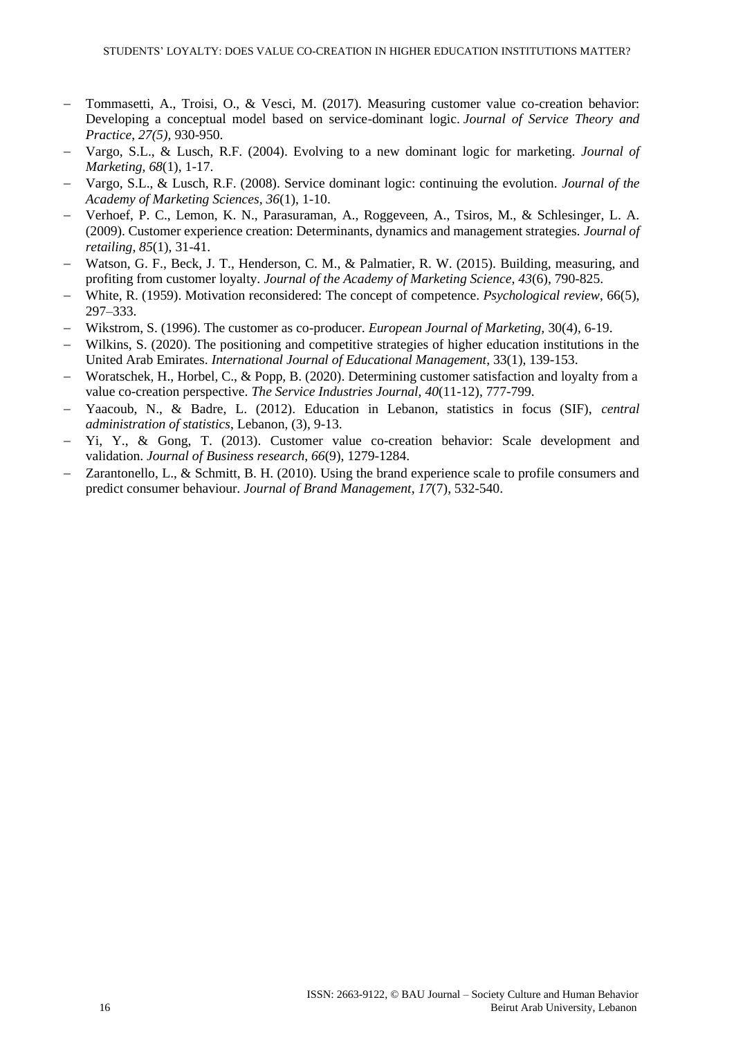- Tommasetti, A., Troisi, O., & Vesci, M. (2017). Measuring customer value co-creation behavior: Developing a conceptual model based on service-dominant logic. *Journal of Service Theory and Practice*, *27(5)*, 930-950.
- Vargo, S.L., & Lusch, R.F. (2004). Evolving to a new dominant logic for marketing. *Journal of Marketing*, *68*(1), 1-17.
- Vargo, S.L., & Lusch, R.F. (2008). Service dominant logic: continuing the evolution. *Journal of the Academy of Marketing Sciences, 36*(1), 1-10.
- Verhoef, P. C., Lemon, K. N., Parasuraman, A., Roggeveen, A., Tsiros, M., & Schlesinger, L. A. (2009). Customer experience creation: Determinants, dynamics and management strategies. *Journal of retailing*, *85*(1), 31-41.
- Watson, G. F., Beck, J. T., Henderson, C. M., & Palmatier, R. W. (2015). Building, measuring, and profiting from customer loyalty. *Journal of the Academy of Marketing Science*, *43*(6), 790-825.
- White, R. (1959). Motivation reconsidered: The concept of competence. *Psychological review*, 66(5), 297–333.
- Wikstrom, S. (1996). The customer as co-producer. *European Journal of Marketing,* 30(4), 6-19.
- Wilkins, S. (2020). The positioning and competitive strategies of higher education institutions in the United Arab Emirates. *International Journal of Educational Management*, 33(1), 139-153.
- Woratschek, H., Horbel, C., & Popp, B. (2020). Determining customer satisfaction and loyalty from a value co-creation perspective. *The Service Industries Journal*, *40*(11-12), 777-799.
- Yaacoub, N., & Badre, L. (2012). Education in Lebanon, statistics in focus (SIF), *central administration of statistics*, Lebanon, (3), 9-13.
- Yi, Y., & Gong, T. (2013). Customer value co-creation behavior: Scale development and validation. *Journal of Business research*, *66*(9), 1279-1284.
- Zarantonello, L., & Schmitt, B. H. (2010). Using the brand experience scale to profile consumers and predict consumer behaviour. *Journal of Brand Management*, *17*(7), 532-540.